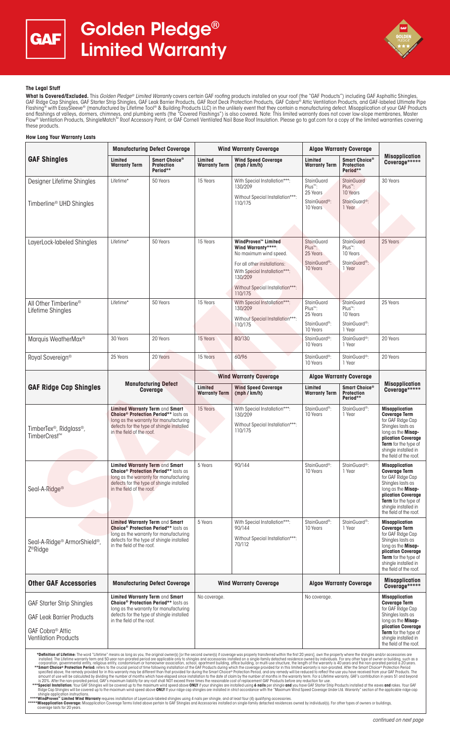# Golden Pledge® Limited Warranty

### The Legal Stuff

**What Is Covered/Excluded.** This *Golden Pledge® Limited Warranty* covers certain GAF roofing products installed on your roof (the "GAF Products") including GAF Asphaltic Shingles, GAF Ridge Cap Shingles, GAF Starter Strip Shingles, GAF Leak Barrier Products, GAF Roof Deck Protection Products, GAF Cobra® Attic Ventilation Products, and GAF-labeled Ultimate Pipe Flashing® with EasySleeve® (manufactured by Lifetime Tool® & Building Products LLC) in the unlikely event that they contain a manufacturing defect. Misapplication of your GAF Products and flashings at valleys, dormers, chimneys, and plumbing vents (the "Covered Flashings") is also covered. Note: This limited warranty does not cover low-slope membranes, Master Flow® Ventilation Products, ShingleMatch™ Roof Accessory Paint, or GAF Cornell Ventilated Nail Base Roof Insulation. Please go to gaf.com for a copy of the limited warranties covering these products.

### How Long Your Warranty Lasts

| GAF Shingles | Manufacturing Defect Coverage | | Wind Warranty Coverage | | Algae Warranty Coverage | | Misapplication Coverage***** |
|---|---|---|---|---|---|---|---|
| | **Limited Warranty Term** | **Smart Choice® Protection Period**** | **Limited Warranty Term** | **Wind Speed Coverage (mph / km/h)** | **Limited Warranty Term** | **Smart Choice® Protection Period**** | |
| Designer Lifetime Shingles<br>Timberline® UHD Shingles | Lifetime* | 50 Years | 15 Years | With Special Installation***: 130/209<br>Without Special Installation***: 110/175 | StainGuard Plus™: 25 Years<br>StainGuard®: 10 Years | StainGuard Plus™: 10 Years<br>StainGuard®: 1 Year | 30 Years |
| LayerLock-labeled Shingles | Lifetime* | 50 Years | 15 Years | **WindProven™ Limited Wind Warranty****:** No maximum wind speed.<br>For all other installations: With Special Installation***: 130/209<br>Without Special Installation***: 110/175 | StainGuard Plus™: 25 Years<br>StainGuard®: 10 Years | StainGuard Plus™: 10 Years<br>StainGuard®: 1 Year | 25 Years |
| All Other Timberline® Lifetime Shingles | Lifetime* | 50 Years | 15 Years | With Special Installation***: 130/209<br>Without Special Installation***: 110/175 | StainGuard Plus™: 25 Years<br>StainGuard®: 10 Years | StainGuard Plus™: 10 Years<br>StainGuard®: 1 Year | 25 Years |
| Marquis WeatherMax® | 30 Years | 20 Years | 15 Years | 80/130 | StainGuard®: 10 Years | StainGuard®: 1 Year | 20 Years |
| Royal Sovereign® | 25 Years | 20 Years | 15 Years | 60/96 | StainGuard®: 10 Years | StainGuard®: 1 Year | 20 Years |

| GAF Ridge Cap Shingles | Manufacturing Defect Coverage | Wind Warranty Coverage | | Algae Warranty Coverage | | Misapplication Coverage***** |
|---|---|---|---|---|---|---|
| | | **Limited Warranty Term** | **Wind Speed Coverage (mph / km/h)** | **Limited Warranty Term** | **Smart Choice® Protection Period**** | |
| TimberTex®, Ridglass®, TimberCrest™ | **Limited Warranty Term** and **Smart Choice® Protection Period**** lasts as long as the warranty for manufacturing defects for the type of shingle installed in the field of the roof. | 15 Years | With Special Installation***: 130/209<br>Without Special Installation***: 110/175 | StainGuard®: 10 Years | StainGuard®: 1 Year | **Misapplication Coverage Term** for GAF Ridge Cap Shingles lasts as long as the **Misapplication Coverage Term** for the type of shingle installed in the field of the roof. |
| Seal-A-Ridge® | **Limited Warranty Term** and **Smart Choice® Protection Period**** lasts as long as the warranty for manufacturing defects for the type of shingle installed in the field of the roof. | 5 Years | 90/144 | StainGuard®: 10 Years | StainGuard®: 1 Year | **Misapplication Coverage Term** for GAF Ridge Cap Shingles lasts as long as the **Misapplication Coverage Term** for the type of shingle installed in the field of the roof. |
| Seal-A-Ridge® ArmorShield®, Z®Ridge | **Limited Warranty Term** and **Smart Choice® Protection Period**** lasts as long as the warranty for manufacturing defects for the type of shingle installed in the field of the roof. | 5 Years | With Special Installation***: 90/144<br>Without Special Installation***: 70/112 | StainGuard®: 10 Years | StainGuard®: 1 Year | **Misapplication Coverage Term** for GAF Ridge Cap Shingles lasts as long as the **Misapplication Coverage Term** for the type of shingle installed in the field of the roof. |

| Other GAF Accessories | Manufacturing Defect Coverage | Wind Warranty Coverage | Algae Warranty Coverage | Misapplication Coverage***** |
|---|---|---|---|---|
| GAF Starter Strip Shingles<br>GAF Leak Barrier Products<br>GAF Cobra® Attic Ventilation Products | **Limited Warranty Term** and **Smart Choice® Protection Period**** lasts as long as the warranty for manufacturing defects for the type of shingle installed in the field of the roof. | No coverage. | No coverage. | **Misapplication Coverage Term** for GAF Ridge Cap Shingles lasts as long as the **Misapplication Coverage Term** for the type of shingle installed in the field of the roof. |

***Definition of Lifetime:** The word "Lifetime" means as long as you, the original owner(s) [or the second owner(s) if coverage was properly transferred within the first 20 years], own the property where the shingles and/or accessories are installed. The Lifetime warranty term and 50-year non-prorated period are applicable only to shingles and accessories installed on a single-family detached residence owned by individuals. For any other type of owner or building, such as a corporation, governmental entity, religious entity, condominium or homeowner association, school, apartment building, office building, or multi-use structure, the length of the warranty is 40 years and the non-prorated period is 20 years.

****Smart Choice® Protection Period:** refers to the crucial period of time following installation of the GAF Products during which the coverage provided for in this limited warranty is non-prorated. After the Smart Choice® Protection Period specified above, the remedy provided for in this warranty may be different than that provided for during the Smart Choice® Protection Period, and any remedy will be reduced to reflect the use you have received from your GAF Products. The amount of use will be calculated by dividing the number of months which have elapsed since installation to the date of claim by the number of months in the warranty term. For a Lifetime warranty, GAF's contribution in years 51 and beyond is 20%. After the non-prorated period, GAF's maximum liability for any roof shall NOT exceed three times the reasonable cost of replacement GAF Products before any reduction for use.

*****Special Installation:** Your GAF Shingles will be covered up to the maximum wind speed above **ONLY** if your shingles are installed using **6 nails** per shingle **and** you have GAF Starter Strip Products installed at the eaves **and** rakes. Your GAF Ridge Cap Shingles will be covered up to the maximum wind speed above **ONLY** if your ridge cap shingles are installed in strict accordance with the "Maximum Wind Speed Coverage Under Ltd. Warranty" section of the applicable ridge cap shingle application instructions.

******WindProven™ Limited Wind Warranty** requires installation of LayerLock-labeled shingles using 4 nails per shingle, and at least four (4) qualifying accessories.

*******Misapplication Coverage:** Misapplication Coverage Terms listed above pertain to GAF Shingles and Accessories installed on single-family detached residences owned by individual(s). For other types of owners or buildings, coverage lasts for 20 years.

*continued on next page*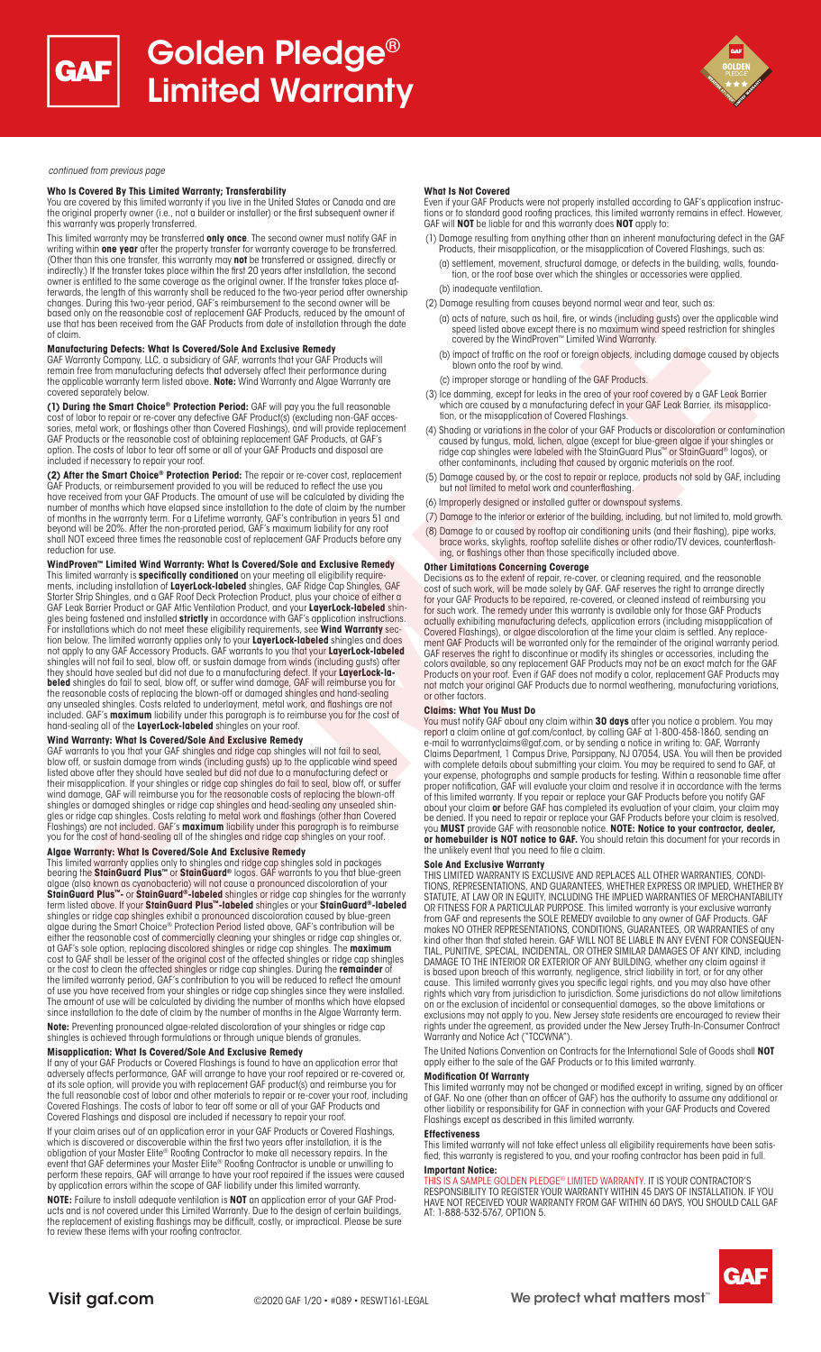# Golden Pledge® Limited Warranty

*continued from previous page*

**Who Is Covered By This Limited Warranty; Transferability**

You are covered by this limited warranty if you live in the United States or Canada and are the original property owner (i.e., not a builder or installer) or the first subsequent owner if this warranty was properly transferred.

This limited warranty may be transferred **only once**. The second owner must notify GAF in writing within **one year** after the property transfer for warranty coverage to be transferred. (Other than this one transfer, this warranty may **not** be transferred or assigned, directly or indirectly.) If the transfer takes place within the first 20 years after installation, the second owner is entitled to the same coverage as the original owner. If the transfer takes place afterwards, the length of this warranty shall be reduced to the two-year period after ownership changes. During this two-year period, GAF's reimbursement to the second owner will be based only on the reasonable cost of replacement GAF Products, reduced by the amount of use that has been received from the GAF Products from date of installation through the date of claim.

**Manufacturing Defects: What Is Covered/Sole And Exclusive Remedy**

GAF Warranty Company, LLC, a subsidiary of GAF, warrants that your GAF Products will remain free from manufacturing defects that adversely affect their performance during the applicable warranty term listed above. **Note:** Wind Warranty and Algae Warranty are covered separately below.

**(1) During the Smart Choice® Protection Period:** GAF will pay you the full reasonable cost of labor to repair or re-cover any defective GAF Product(s) (excluding non-GAF accessories, metal work, or flashings other than Covered Flashings), and will provide replacement GAF Products or the reasonable costs of obtaining replacement GAF Products, at GAF's option. The costs of labor to tear off some or all of your GAF Products and disposal are included if necessary to repair your roof.

**(2) After the Smart Choice® Protection Period:** The repair or re-cover cost, replacement GAF Products, or reimbursement provided to you will be reduced to reflect the use you have received from your GAF Products. The amount of use will be calculated by dividing the number of months which have elapsed since installation to the date of claim by the number of months in the warranty term. For a Lifetime warranty, GAF's contribution in years 51 and beyond will be 20%. After the non-prorated period, GAF's maximum liability for any roof shall NOT exceed three times the reasonable cost of replacement GAF Products before any reduction for use.

**WindProven™ Limited Wind Warranty: What Is Covered/Sole and Exclusive Remedy**

This limited warranty is **specifically conditioned** on your meeting all eligibility requirements, including installation of **LayerLock-labeled** shingles, GAF Hip/Ridge Cap Shingles, GAF Starter Strip Shingles, and a GAF Roof Deck Protection Product, plus your choice of either a GAF Leak Barrier Product or GAF Attic Ventilation Product, and your **LayerLock-labeled** shingles being fastened and installed **strictly** in accordance with GAF's application instructions. For installations which do not meet these eligibility requirements, see **Wind Warranty** section below. The limited warranty applies only to your **LayerLock-labeled** shingles and does not apply to any GAF Accessory Products. GAF warrants to you that your **LayerLock-labeled** shingles will not fail to seal, blow off, or sustain damage from winds (including gusts) after they should have sealed but did not due to a manufacturing defect. If your **LayerLock-labeled** shingles do fail to seal, blow off, or suffer wind damage, GAF will reimburse you for the reasonable costs of replacing the blown-off or damaged shingles and hand-sealing any unsealed shingles. Costs related to underlayment, metal work, and flashings are not included. GAF's **maximum** liability under this paragraph is to reimburse you for the cost of hand-sealing all of the **LayerLock-labeled** shingles on your roof.

**Wind Warranty: What Is Covered/Sole And Exclusive Remedy**

GAF warrants to you that your GAF shingles and ridge cap shingles will not fail to seal, blow off, or sustain damage from winds (including gusts) up to the applicable wind speed listed above after they should have sealed but did not due to a manufacturing defect or their misapplication. If your shingles or ridge cap shingles do fail to seal, blow off, or suffer wind damage, GAF will reimburse you for the reasonable costs of replacing the blown-off shingles or damaged shingles or ridge cap shingles and head-sealing any unsealed shingles or ridge cap shingles. Costs relating to metal work and flashings (other than Covered Flashings) are not included. GAF's **maximum** liability under this paragraph is to reimburse you for the cost of hand-sealing all of the shingles and ridge cap shingles on your roof.

**Algae Warranty: What Is Covered/Sole And Exclusive Remedy**

This limited warranty applies only to shingles and ridge cap shingles sold in packages bearing the **StainGuard Plus™** or **StainGuard®** logos. GAF warrants to you that blue-green algae (also known as cyanobacteria) will not cause a pronounced discoloration of your **StainGuard Plus™**- or **StainGuard®-labeled** shingles or ridge cap shingles for the warranty term listed above. If your **StainGuard Plus™-labeled** shingles or your **StainGuard®-labeled** shingles or ridge cap shingles exhibit a pronounced discoloration caused by blue-green algae during the Smart Choice® Protection Period listed above, GAF's contribution will be either the reasonable cost of commercially cleaning your shingles or ridge cap shingles or, at GAF's sole option, replacing discolored shingles or ridge cap shingles. The **maximum** cost to GAF shall be lesser of the original cost of the affected shingles or ridge cap shingles or the cost to clean the affected shingles or ridge cap shingles. During the **remainder** of the limited warranty period, GAF's contribution to you will be reduced to reflect the amount of use you have received from your shingles or ridge cap shingles since they were installed. The amount of use will be calculated by dividing the number of months which have elapsed since installation to the date of claim by the number of months in the Algae Warranty term.

**Note:** Preventing pronounced algae-related discoloration of your shingles or ridge cap shingles is achieved through formulations or through unique blends of granules.

**Misapplication: What Is Covered/Sole And Exclusive Remedy**

If any of your GAF Products or Covered Flashings is found to have an application error that adversely affects performance, GAF will arrange to have your roof repaired or re-covered or, at its sole option, will provide you with replacement GAF product(s) and reimburse you for the full reasonable cost of labor and other materials to repair or re-cover your roof, including Covered Flashings. The costs of labor to tear off some or all of your GAF Products and Covered Flashings and disposal are included if necessary to repair your roof.

If your claim arises out of an application error in your GAF Products or Covered Flashings, which is discovered or discoverable within the first two years after installation, it is the obligation of your Master Elite® Roofing Contractor to make all necessary repairs. In the event that GAF determines your Master Elite® Roofing Contractor is unable or unwilling to perform these repairs, GAF will arrange to have your roof repaired if the issues were caused by application errors within the scope of GAF liability under this limited warranty.

**NOTE:** Failure to install adequate ventilation is **NOT** an application error of your GAF Products and is not covered under this Limited Warranty. Due to the design of certain buildings, the replacement of existing flashings may be difficult, costly, or impractical. Please be sure to review these items with your roofing contractor.

**What Is Not Covered**

Even if your GAF Products were not properly installed according to GAF's application instructions or to standard good roofing practices, this limited warranty remains in effect. However, GAF will **NOT** be liable for and this warranty does **NOT** apply to:

(1) Damage resulting from anything other than an inherent manufacturing defect in the GAF Products, their misapplication, or the misapplication of Covered Flashings, such as:
   - (a) settlement, movement, structural damage, or defects in the building, walls, foundation, or the roof base over which the shingles or accessories were applied.
   - (b) inadequate ventilation.

(2) Damage resulting from causes beyond normal wear and tear, such as:
   - (a) acts of nature, such as hail, fire, or winds (including gusts) over the applicable wind speed listed above except there is no maximum wind speed restriction for shingles covered by the WindProven™ Limited Wind Warranty.
   - (b) impact of traffic on the roof or foreign objects, including damage caused by objects blown onto the roof by wind.
   - (c) improper storage or handling of the GAF Products.

(3) Ice damming, except for leaks in the area of your roof covered by a GAF Leak Barrier which are caused by a manufacturing defect in your GAF Leak Barrier, its misapplication, or the misapplication of Covered Flashings.

(4) Shading or variations in the color of your GAF Products or discoloration or contamination caused by fungus, mold, lichen, algae (except for blue-green algae if your shingles or ridge cap shingles were labeled with the StainGuard Plus™ or StainGuard® logos), or other contaminants, including that caused by organic materials on the roof.

(5) Damage caused by, or the cost to repair or replace, products not sold by GAF, including but not limited to metal work and counterflashing.

(6) Improperly designed or installed gutter or downspout systems.

(7) Damage to the interior or exterior of the building, including, but not limited to, mold growth.

(8) Damage to or caused by rooftop air conditioning units (and their flashing), pipe works, brace works, skylights, rooftop satellite dishes or other radio/TV devices, counterflashing, or flashings other than those specifically included above.

**Other Limitations Concerning Coverage**

Decisions as to the extent of repair, re-cover, or cleaning required, and the reasonable cost of such work, will be made solely by GAF. GAF reserves the right to arrange directly for your GAF Products to be repaired, re-covered, or cleaned instead of reimbursing you for such work. The remedy under this warranty is available only for those GAF Products actually exhibiting manufacturing defects, application errors (including misapplication of Covered Flashings), or algae discoloration at the time your claim is settled. Any replacement GAF Products will be warranted only for the remainder of the original warranty period. GAF reserves the right to discontinue or modify its shingles or accessories, including the colors available, so any replacement GAF Products may not be an exact match for the GAF Products on your roof. Even if GAF does not modify a color, replacement GAF Products may not match your original GAF Products due to normal weathering, manufacturing variations, or other factors.

**Claims: What You Must Do**

You must notify GAF about any claim within **30 days** after you notice a problem. You may report a claim online at gaf.com/contact, by calling GAF at 1-800-458-1860, sending an e-mail to warrantyclaims@gaf.com, or by sending a notice in writing to: GAF, Warranty Claims Department, 1 Campus Drive, Parsippany, NJ 07054, USA. You will then be provided with complete details about submitting your claim. You may be required to send to GAF, at your expense, photographs and sample products for testing. Within a reasonable time after proper notification, GAF will evaluate your claim and resolve it in accordance with the terms of this limited warranty. If you repair or replace your GAF Products before you notify GAF about your claim **or** before GAF has completed its evaluation of your claim, your claim may be denied. If you need to repair or replace your GAF Products before your claim is resolved, you **MUST** provide GAF with reasonable notice. **NOTE: Notice to your contractor, dealer, or homebuilder is NOT notice to GAF.** You should retain this document for your records in the unlikely event that you need to file a claim.

**Sole And Exclusive Warranty**

THIS LIMITED WARRANTY IS EXCLUSIVE AND REPLACES ALL OTHER WARRANTIES, CONDITIONS, REPRESENTATIONS, AND GUARANTEES, WHETHER EXPRESS OR IMPLIED, WHETHER BY STATUTE, AT LAW OR IN EQUITY, INCLUDING THE IMPLIED WARRANTIES OF MERCHANTABILITY OR FITNESS FOR A PARTICULAR PURPOSE. This limited warranty is your exclusive warranty from GAF and represents the SOLE REMEDY available to any owner of GAF Products. GAF makes NO OTHER REPRESENTATIONS, CONDITIONS, GUARANTEES, OR WARRANTIES of any kind other than that stated herein. GAF WILL NOT BE LIABLE IN ANY EVENT FOR CONSEQUENTIAL, PUNITIVE, SPECIAL, INCIDENTAL, OR OTHER SIMILAR DAMAGES OF ANY KIND, including DAMAGE TO THE INTERIOR OR EXTERIOR OF ANY BUILDING, whether any claim against it is based upon breach of this warranty, negligence, strict liability in tort, or for any other cause. This limited warranty gives you specific legal rights, and you may also have other rights which vary from jurisdiction to jurisdiction. Some jurisdictions do not allow limitations on or the exclusion of incidental or consequential damages, so the above limitations or exclusions may not apply to you. New Jersey state residents are encouraged to review their rights under the agreement, as provided under the New Jersey Truth-In-Consumer Contract Warranty and Notice Act ("TCCWNA").

The United Nations Convention on Contracts for the International Sale of Goods shall **NOT** apply either to the sale of the GAF Products or to this limited warranty.

**Modification Of Warranty**

This limited warranty may not be changed or modified except in writing, signed by an officer of GAF. No one (other than an officer of GAF) has the authority to assume any additional or other liability or responsibility for GAF in connection with your GAF Products and Covered Flashings except as described in this limited warranty.

**Effectiveness**

This limited warranty will not take effect unless all eligibility requirements have been satisfied, this warranty is registered to you, and your roofing contractor has been paid in full.

**Important Notice:**

THIS IS A SAMPLE GOLDEN PLEDGE® LIMITED WARRANTY. IT IS YOUR CONTRACTOR'S RESPONSIBILITY TO REGISTER YOUR WARRANTY WITHIN 45 DAYS OF INSTALLATION. IF YOU HAVE NOT RECEIVED YOUR WARRANTY FROM GAF WITHIN 60 DAYS, YOU SHOULD CALL GAF AT: 1-888-532-5767, OPTION 5.

**Visit gaf.com** ©2020 GAF 1/20 • #089 • RESWT161-LEGAL **We protect what matters most™**